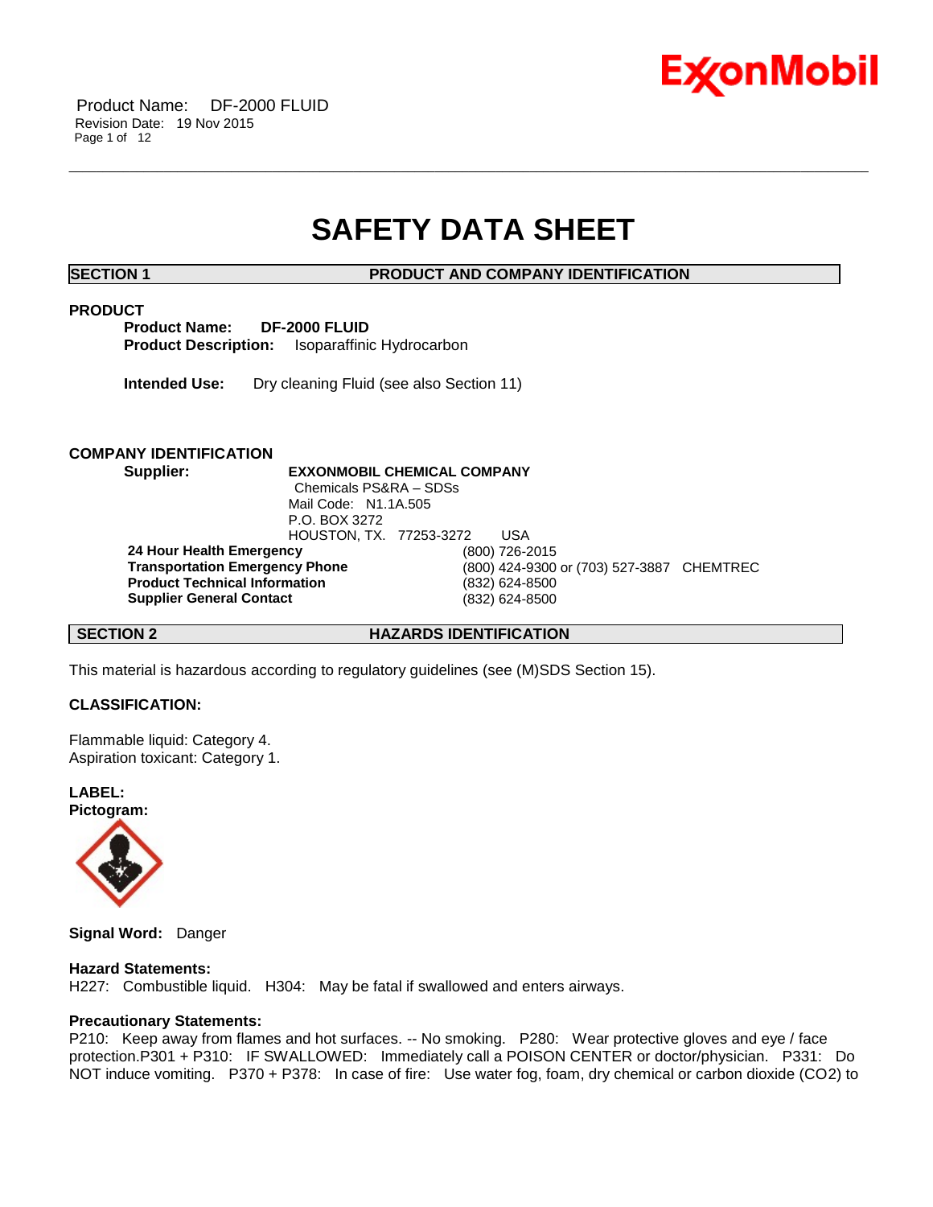# SAFETY DATA SHEET

## SECTION 1 PRODUCT AND COMPANY IDENTIFICATION

### PRODUCT

**Product Name:** **DF-2000 FLUID**
**Product Description:** Isoparaffinic Hydrocarbon

**Intended Use:** Dry cleaning Fluid (see also Section 11)

### COMPANY IDENTIFICATION

**Supplier:** **EXXONMOBIL CHEMICAL COMPANY**
Chemicals PS&RA – SDSs
Mail Code: N1.1A.505
P.O. BOX 3272
HOUSTON, TX. 77253-3272 USA

| | |
|---|---|
| **24 Hour Health Emergency** | (800) 726-2015 |
| **Transportation Emergency Phone** | (800) 424-9300 or (703) 527-3887 CHEMTREC |
| **Product Technical Information** | (832) 624-8500 |
| **Supplier General Contact** | (832) 624-8500 |

## SECTION 2 HAZARDS IDENTIFICATION

This material is hazardous according to regulatory guidelines (see (M)SDS Section 15).

**CLASSIFICATION:**

Flammable liquid: Category 4.
Aspiration toxicant: Category 1.

**LABEL:**
**Pictogram:**

**Signal Word:** Danger

**Hazard Statements:**
H227: Combustible liquid. H304: May be fatal if swallowed and enters airways.

**Precautionary Statements:**
P210: Keep away from flames and hot surfaces. -- No smoking. P280: Wear protective gloves and eye / face protection.P301 + P310: IF SWALLOWED: Immediately call a POISON CENTER or doctor/physician. P331: Do NOT induce vomiting. P370 + P378: In case of fire: Use water fog, foam, dry chemical or carbon dioxide ($CO_2$) to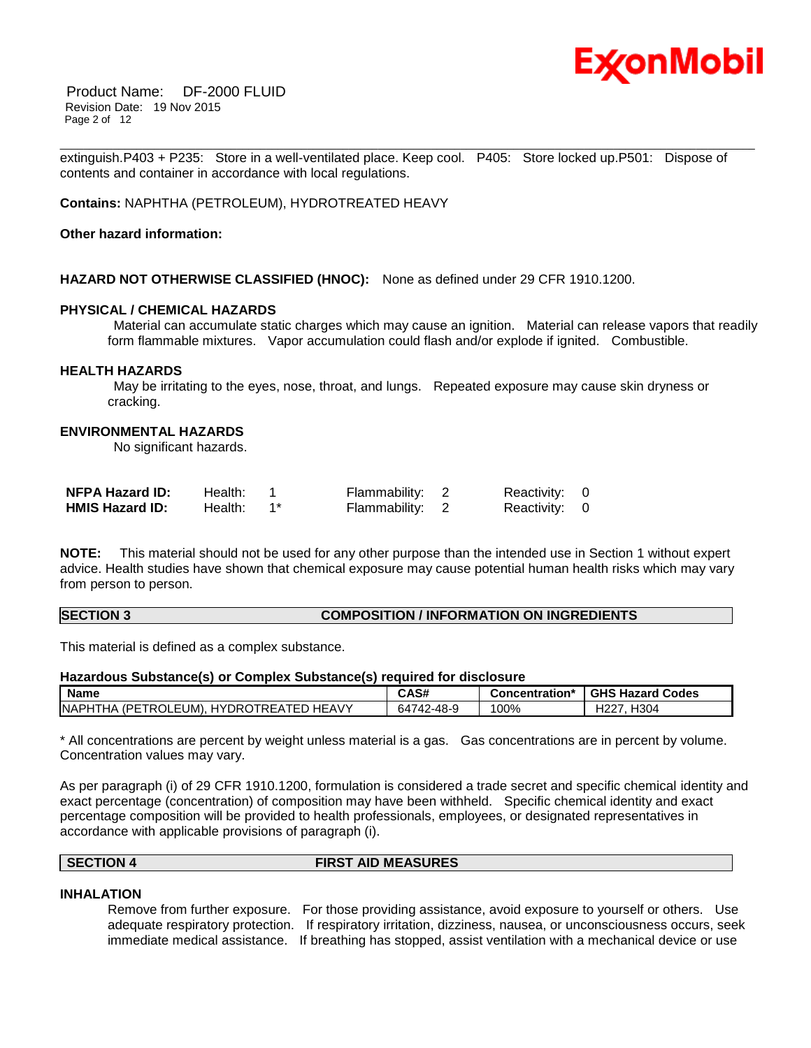extinguish.P403 + P235: Store in a well-ventilated place. Keep cool. P405: Store locked up.P501: Dispose of contents and container in accordance with local regulations.

**Contains:** NAPHTHA (PETROLEUM), HYDROTREATED HEAVY

**Other hazard information:**

**HAZARD NOT OTHERWISE CLASSIFIED (HNOC):** None as defined under 29 CFR 1910.1200.

**PHYSICAL / CHEMICAL HAZARDS**

Material can accumulate static charges which may cause an ignition. Material can release vapors that readily form flammable mixtures. Vapor accumulation could flash and/or explode if ignited. Combustible.

**HEALTH HAZARDS**

May be irritating to the eyes, nose, throat, and lungs. Repeated exposure may cause skin dryness or cracking.

**ENVIRONMENTAL HAZARDS**

No significant hazards.

| | | | |
|---|---|---|---|
| **NFPA Hazard ID:** | Health: 1 | Flammability: 2 | Reactivity: 0 |
| **HMIS Hazard ID:** | Health: 1* | Flammability: 2 | Reactivity: 0 |

**NOTE:** This material should not be used for any other purpose than the intended use in Section 1 without expert advice. Health studies have shown that chemical exposure may cause potential human health risks which may vary from person to person.

## SECTION 3 COMPOSITION / INFORMATION ON INGREDIENTS

This material is defined as a complex substance.

**Hazardous Substance(s) or Complex Substance(s) required for disclosure**

| Name | CAS# | Concentration* | GHS Hazard Codes |
|---|---|---|---|
| NAPHTHA (PETROLEUM), HYDROTREATED HEAVY | 64742-48-9 | 100% | H227, H304 |

* All concentrations are percent by weight unless material is a gas. Gas concentrations are in percent by volume. Concentration values may vary.

As per paragraph (i) of 29 CFR 1910.1200, formulation is considered a trade secret and specific chemical identity and exact percentage (concentration) of composition may have been withheld. Specific chemical identity and exact percentage composition will be provided to health professionals, employees, or designated representatives in accordance with applicable provisions of paragraph (i).

## SECTION 4 FIRST AID MEASURES

**INHALATION**

Remove from further exposure. For those providing assistance, avoid exposure to yourself or others. Use adequate respiratory protection. If respiratory irritation, dizziness, nausea, or unconsciousness occurs, seek immediate medical assistance. If breathing has stopped, assist ventilation with a mechanical device or use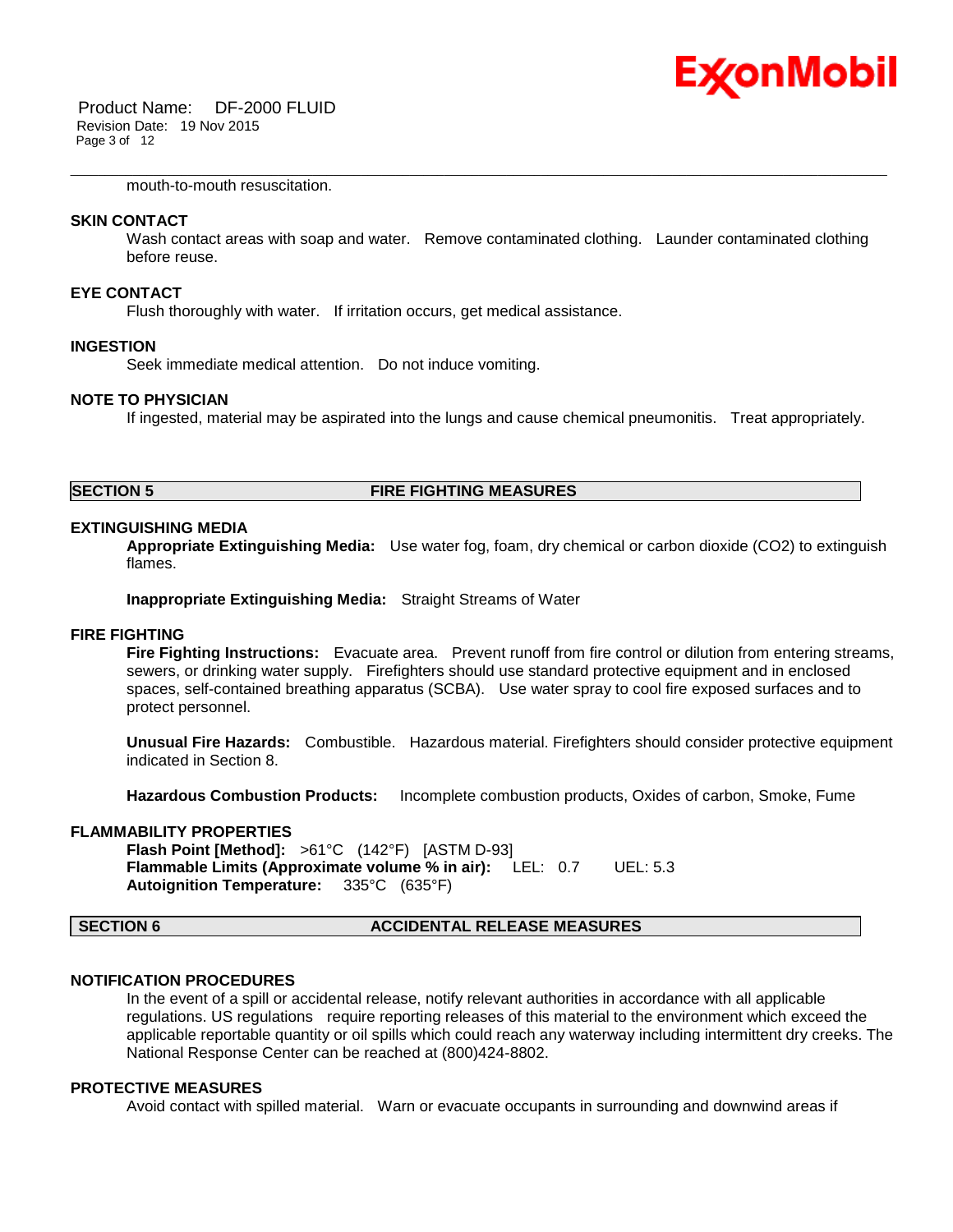mouth-to-mouth resuscitation.

### SKIN CONTACT

Wash contact areas with soap and water. Remove contaminated clothing. Launder contaminated clothing before reuse.

### EYE CONTACT

Flush thoroughly with water. If irritation occurs, get medical assistance.

### INGESTION

Seek immediate medical attention. Do not induce vomiting.

### NOTE TO PHYSICIAN

If ingested, material may be aspirated into the lungs and cause chemical pneumonitis. Treat appropriately.

## SECTION 5 FIRE FIGHTING MEASURES

### EXTINGUISHING MEDIA

**Appropriate Extinguishing Media:** Use water fog, foam, dry chemical or carbon dioxide ($CO_2$) to extinguish flames.

**Inappropriate Extinguishing Media:** Straight Streams of Water

### FIRE FIGHTING

**Fire Fighting Instructions:** Evacuate area. Prevent runoff from fire control or dilution from entering streams, sewers, or drinking water supply. Firefighters should use standard protective equipment and in enclosed spaces, self-contained breathing apparatus (SCBA). Use water spray to cool fire exposed surfaces and to protect personnel.

**Unusual Fire Hazards:** Combustible. Hazardous material. Firefighters should consider protective equipment indicated in Section 8.

**Hazardous Combustion Products:** Incomplete combustion products, Oxides of carbon, Smoke, Fume

### FLAMMABILITY PROPERTIES

**Flash Point [Method]:** >61°C (142°F) [ASTM D-93]
**Flammable Limits (Approximate volume % in air):** LEL: 0.7 UEL: 5.3
**Autoignition Temperature:** 335°C (635°F)

## SECTION 6 ACCIDENTAL RELEASE MEASURES

### NOTIFICATION PROCEDURES

In the event of a spill or accidental release, notify relevant authorities in accordance with all applicable regulations. US regulations require reporting releases of this material to the environment which exceed the applicable reportable quantity or oil spills which could reach any waterway including intermittent dry creeks. The National Response Center can be reached at (800)424-8802.

### PROTECTIVE MEASURES

Avoid contact with spilled material. Warn or evacuate occupants in surrounding and downwind areas if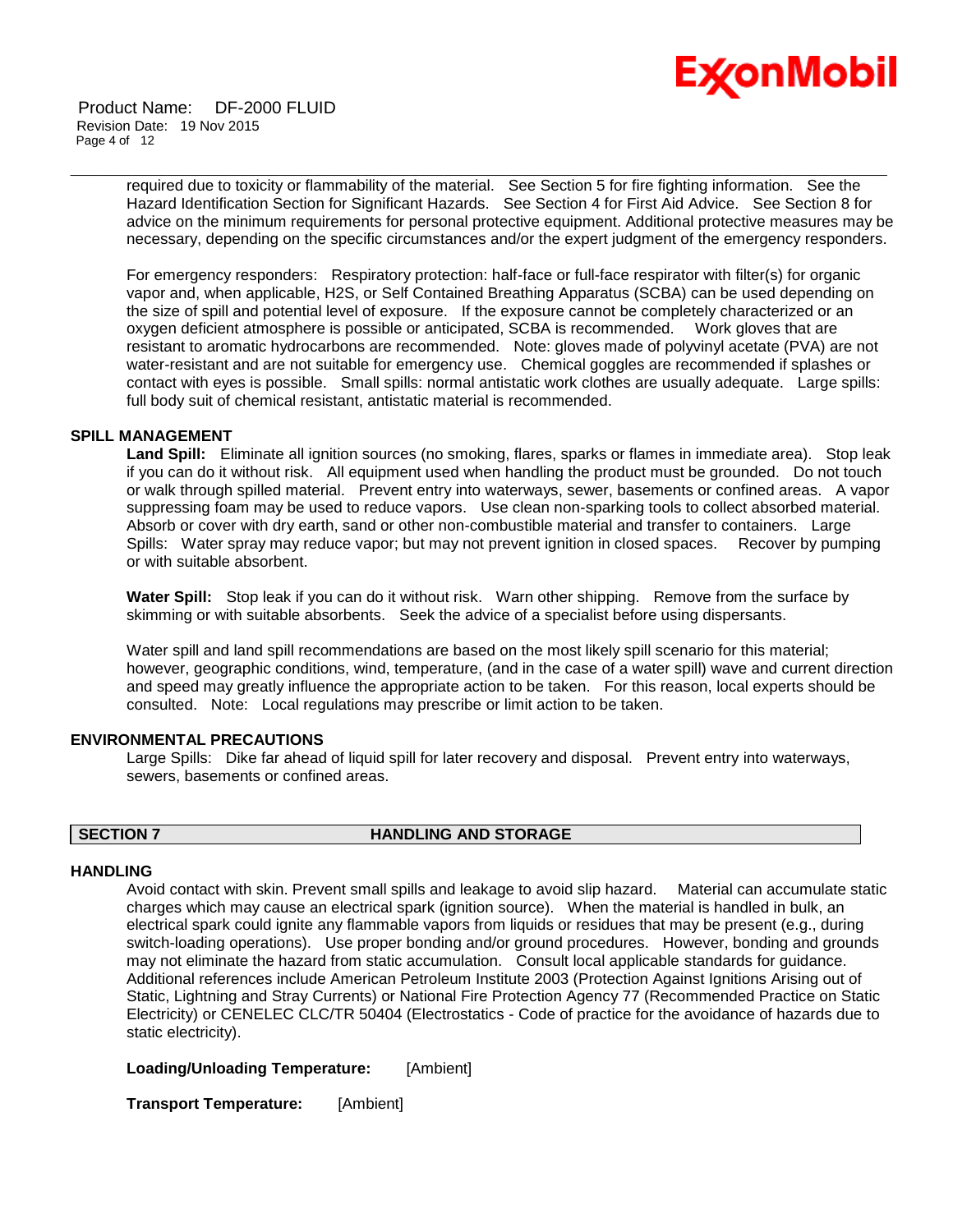required due to toxicity or flammability of the material. See Section 5 for fire fighting information. See the Hazard Identification Section for Significant Hazards. See Section 4 for First Aid Advice. See Section 8 for advice on the minimum requirements for personal protective equipment. Additional protective measures may be necessary, depending on the specific circumstances and/or the expert judgment of the emergency responders.

For emergency responders: Respiratory protection: half-face or full-face respirator with filter(s) for organic vapor and, when applicable, H2S, or Self Contained Breathing Apparatus (SCBA) can be used depending on the size of spill and potential level of exposure. If the exposure cannot be completely characterized or an oxygen deficient atmosphere is possible or anticipated, SCBA is recommended. Work gloves that are resistant to aromatic hydrocarbons are recommended. Note: gloves made of polyvinyl acetate (PVA) are not water-resistant and are not suitable for emergency use. Chemical goggles are recommended if splashes or contact with eyes is possible. Small spills: normal antistatic work clothes are usually adequate. Large spills: full body suit of chemical resistant, antistatic material is recommended.

### SPILL MANAGEMENT

**Land Spill:** Eliminate all ignition sources (no smoking, flares, sparks or flames in immediate area). Stop leak if you can do it without risk. All equipment used when handling the product must be grounded. Do not touch or walk through spilled material. Prevent entry into waterways, sewer, basements or confined areas. A vapor suppressing foam may be used to reduce vapors. Use clean non-sparking tools to collect absorbed material. Absorb or cover with dry earth, sand or other non-combustible material and transfer to containers. Large Spills: Water spray may reduce vapor; but may not prevent ignition in closed spaces. Recover by pumping or with suitable absorbent.

**Water Spill:** Stop leak if you can do it without risk. Warn other shipping. Remove from the surface by skimming or with suitable absorbents. Seek the advice of a specialist before using dispersants.

Water spill and land spill recommendations are based on the most likely spill scenario for this material; however, geographic conditions, wind, temperature, (and in the case of a water spill) wave and current direction and speed may greatly influence the appropriate action to be taken. For this reason, local experts should be consulted. Note: Local regulations may prescribe or limit action to be taken.

### ENVIRONMENTAL PRECAUTIONS

Large Spills: Dike far ahead of liquid spill for later recovery and disposal. Prevent entry into waterways, sewers, basements or confined areas.

## SECTION 7 HANDLING AND STORAGE

### HANDLING

Avoid contact with skin. Prevent small spills and leakage to avoid slip hazard. Material can accumulate static charges which may cause an electrical spark (ignition source). When the material is handled in bulk, an electrical spark could ignite any flammable vapors from liquids or residues that may be present (e.g., during switch-loading operations). Use proper bonding and/or ground procedures. However, bonding and grounds may not eliminate the hazard from static accumulation. Consult local applicable standards for guidance. Additional references include American Petroleum Institute 2003 (Protection Against Ignitions Arising out of Static, Lightning and Stray Currents) or National Fire Protection Agency 77 (Recommended Practice on Static Electricity) or CENELEC CLC/TR 50404 (Electrostatics - Code of practice for the avoidance of hazards due to static electricity).

**Loading/Unloading Temperature:** [Ambient]

**Transport Temperature:** [Ambient]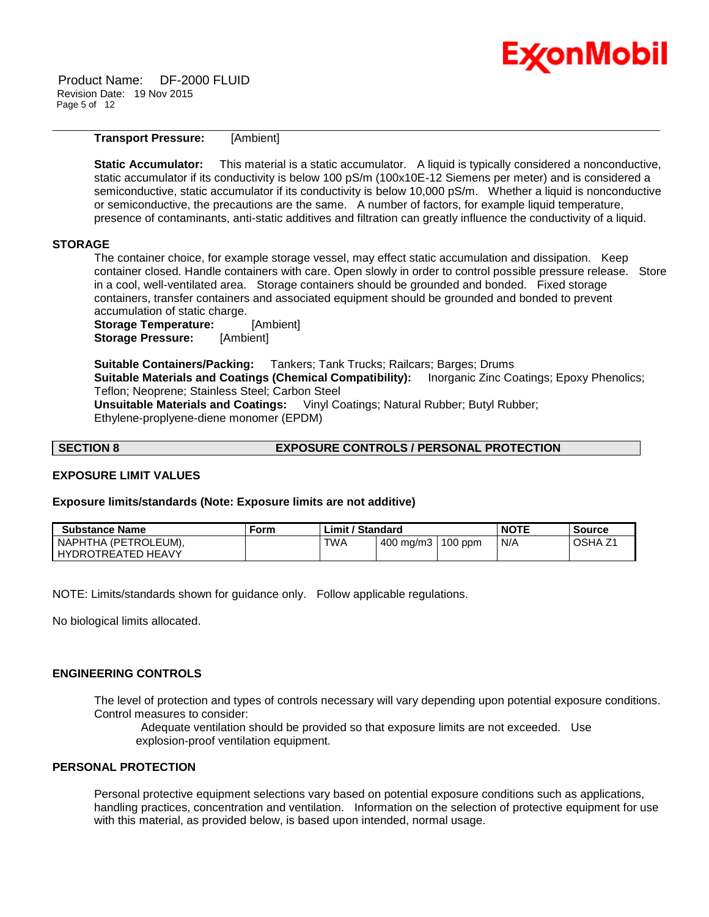**Transport Pressure:** [Ambient]

**Static Accumulator:** This material is a static accumulator. A liquid is typically considered a nonconductive, static accumulator if its conductivity is below 100 pS/m (100x10E-12 Siemens per meter) and is considered a semiconductive, static accumulator if its conductivity is below 10,000 pS/m. Whether a liquid is nonconductive or semiconductive, the precautions are the same. A number of factors, for example liquid temperature, presence of contaminants, anti-static additives and filtration can greatly influence the conductivity of a liquid.

## STORAGE

The container choice, for example storage vessel, may effect static accumulation and dissipation. Keep container closed. Handle containers with care. Open slowly in order to control possible pressure release. Store in a cool, well-ventilated area. Storage containers should be grounded and bonded. Fixed storage containers, transfer containers and associated equipment should be grounded and bonded to prevent accumulation of static charge.

**Storage Temperature:** [Ambient]
**Storage Pressure:** [Ambient]

**Suitable Containers/Packing:** Tankers; Tank Trucks; Railcars; Barges; Drums
**Suitable Materials and Coatings (Chemical Compatibility):** Inorganic Zinc Coatings; Epoxy Phenolics; Teflon; Neoprene; Stainless Steel; Carbon Steel
**Unsuitable Materials and Coatings:** Vinyl Coatings; Natural Rubber; Butyl Rubber; Ethylene-proplyene-diene monomer (EPDM)

## SECTION 8 EXPOSURE CONTROLS / PERSONAL PROTECTION

### EXPOSURE LIMIT VALUES

**Exposure limits/standards (Note: Exposure limits are not additive)**

| Substance Name | Form | Limit / Standard | | | NOTE | Source |
|---|---|---|---|---|---|---|
| NAPHTHA (PETROLEUM), HYDROTREATED HEAVY | | TWA | 400 mg/m3 | 100 ppm | N/A | OSHA Z1 |

NOTE: Limits/standards shown for guidance only. Follow applicable regulations.

No biological limits allocated.

### ENGINEERING CONTROLS

The level of protection and types of controls necessary will vary depending upon potential exposure conditions. Control measures to consider:

Adequate ventilation should be provided so that exposure limits are not exceeded. Use explosion-proof ventilation equipment.

### PERSONAL PROTECTION

Personal protective equipment selections vary based on potential exposure conditions such as applications, handling practices, concentration and ventilation. Information on the selection of protective equipment for use with this material, as provided below, is based upon intended, normal usage.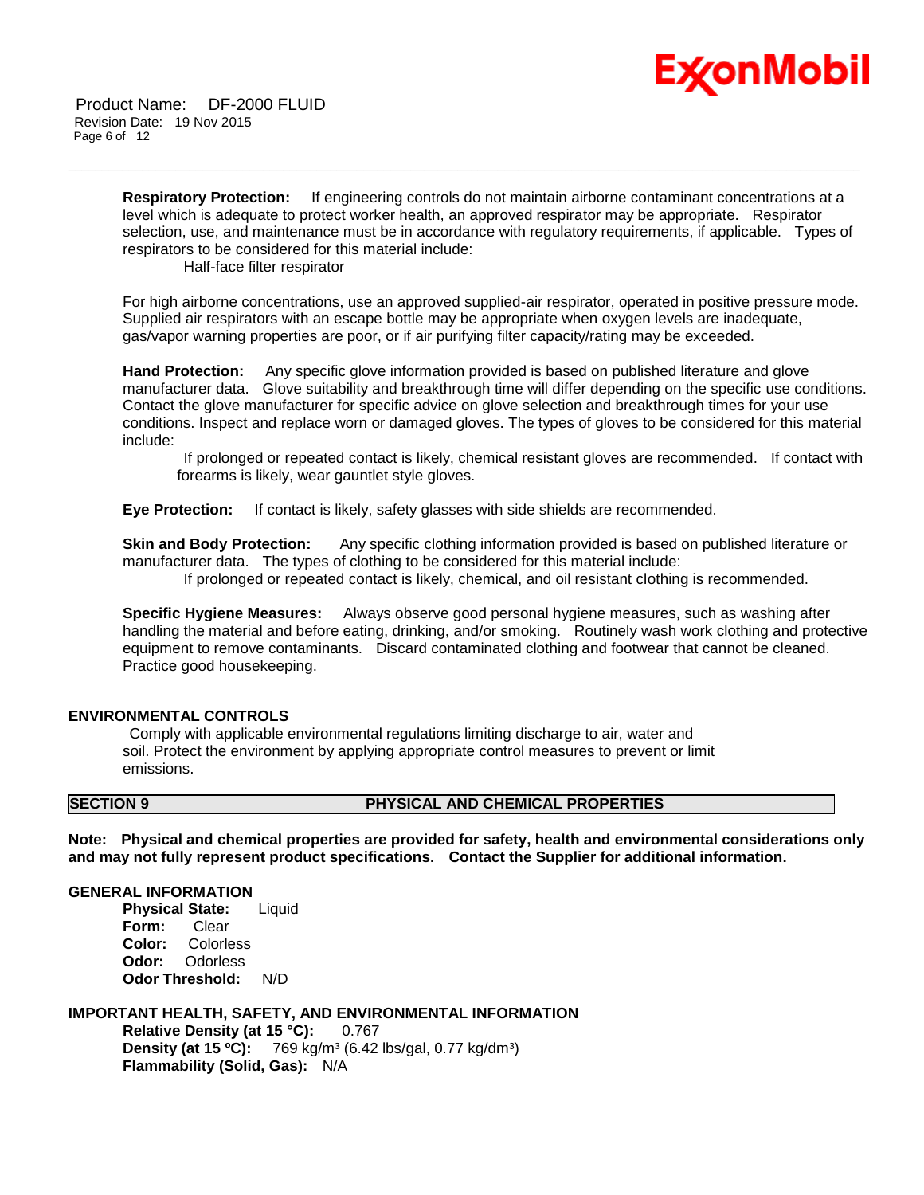**Respiratory Protection:** If engineering controls do not maintain airborne contaminant concentrations at a level which is adequate to protect worker health, an approved respirator may be appropriate. Respirator selection, use, and maintenance must be in accordance with regulatory requirements, if applicable. Types of respirators to be considered for this material include:

Half-face filter respirator

For high airborne concentrations, use an approved supplied-air respirator, operated in positive pressure mode. Supplied air respirators with an escape bottle may be appropriate when oxygen levels are inadequate, gas/vapor warning properties are poor, or if air purifying filter capacity/rating may be exceeded.

**Hand Protection:** Any specific glove information provided is based on published literature and glove manufacturer data. Glove suitability and breakthrough time will differ depending on the specific use conditions. Contact the glove manufacturer for specific advice on glove selection and breakthrough times for your use conditions. Inspect and replace worn or damaged gloves. The types of gloves to be considered for this material include:

If prolonged or repeated contact is likely, chemical resistant gloves are recommended. If contact with forearms is likely, wear gauntlet style gloves.

**Eye Protection:** If contact is likely, safety glasses with side shields are recommended.

**Skin and Body Protection:** Any specific clothing information provided is based on published literature or manufacturer data. The types of clothing to be considered for this material include:

If prolonged or repeated contact is likely, chemical, and oil resistant clothing is recommended.

**Specific Hygiene Measures:** Always observe good personal hygiene measures, such as washing after handling the material and before eating, drinking, and/or smoking. Routinely wash work clothing and protective equipment to remove contaminants. Discard contaminated clothing and footwear that cannot be cleaned. Practice good housekeeping.

### ENVIRONMENTAL CONTROLS

Comply with applicable environmental regulations limiting discharge to air, water and soil. Protect the environment by applying appropriate control measures to prevent or limit emissions.

## SECTION 9 PHYSICAL AND CHEMICAL PROPERTIES

**Note: Physical and chemical properties are provided for safety, health and environmental considerations only and may not fully represent product specifications. Contact the Supplier for additional information.**

### GENERAL INFORMATION

**Physical State:** Liquid
**Form:** Clear
**Color:** Colorless
**Odor:** Odorless
**Odor Threshold:** N/D

### IMPORTANT HEALTH, SAFETY, AND ENVIRONMENTAL INFORMATION

**Relative Density (at 15 °C):** 0.767
**Density (at 15 ºC):** 769 kg/m³ (6.42 lbs/gal, 0.77 kg/dm³)
**Flammability (Solid, Gas):** N/A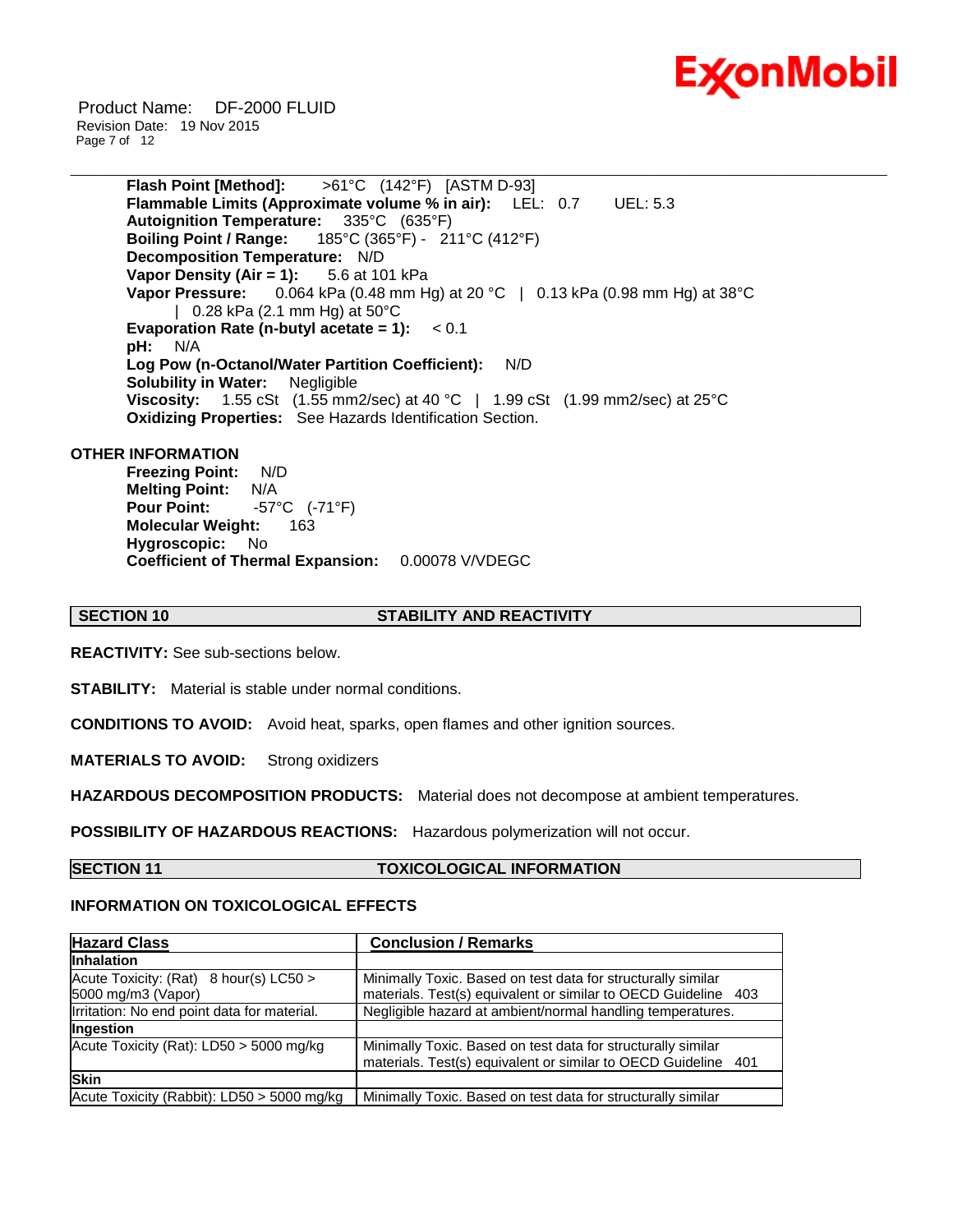**Flash Point [Method]:** >61°C (142°F) [ASTM D-93]
**Flammable Limits (Approximate volume % in air):** LEL: 0.7 UEL: 5.3
**Autoignition Temperature:** 335°C (635°F)
**Boiling Point / Range:** 185°C (365°F) - 211°C (412°F)
**Decomposition Temperature:** N/D
**Vapor Density (Air = 1):** 5.6 at 101 kPa
**Vapor Pressure:** 0.064 kPa (0.48 mm Hg) at 20 °C | 0.13 kPa (0.98 mm Hg) at 38°C | 0.28 kPa (2.1 mm Hg) at 50°C
**Evaporation Rate (n-butyl acetate = 1):** < 0.1
**pH:** N/A
**Log Pow (n-Octanol/Water Partition Coefficient):** N/D
**Solubility in Water:** Negligible
**Viscosity:** 1.55 cSt (1.55 mm2/sec) at 40 °C | 1.99 cSt (1.99 mm2/sec) at 25°C
**Oxidizing Properties:** See Hazards Identification Section.

**OTHER INFORMATION**

**Freezing Point:** N/D
**Melting Point:** N/A
**Pour Point:** -57°C (-71°F)
**Molecular Weight:** 163
**Hygroscopic:** No
**Coefficient of Thermal Expansion:** 0.00078 V/VDEGC

## SECTION 10 STABILITY AND REACTIVITY

**REACTIVITY:** See sub-sections below.

**STABILITY:** Material is stable under normal conditions.

**CONDITIONS TO AVOID:** Avoid heat, sparks, open flames and other ignition sources.

**MATERIALS TO AVOID:** Strong oxidizers

**HAZARDOUS DECOMPOSITION PRODUCTS:** Material does not decompose at ambient temperatures.

**POSSIBILITY OF HAZARDOUS REACTIONS:** Hazardous polymerization will not occur.

## SECTION 11 TOXICOLOGICAL INFORMATION

**INFORMATION ON TOXICOLOGICAL EFFECTS**

| Hazard Class | Conclusion / Remarks |
|---|---|
| **Inhalation** | |
| Acute Toxicity: (Rat) 8 hour(s) LC50 > 5000 mg/m3 (Vapor) | Minimally Toxic. Based on test data for structurally similar materials. Test(s) equivalent or similar to OECD Guideline 403 |
| Irritation: No end point data for material. | Negligible hazard at ambient/normal handling temperatures. |
| **Ingestion** | |
| Acute Toxicity (Rat): LD50 > 5000 mg/kg | Minimally Toxic. Based on test data for structurally similar materials. Test(s) equivalent or similar to OECD Guideline 401 |
| **Skin** | |
| Acute Toxicity (Rabbit): LD50 > 5000 mg/kg | Minimally Toxic. Based on test data for structurally similar |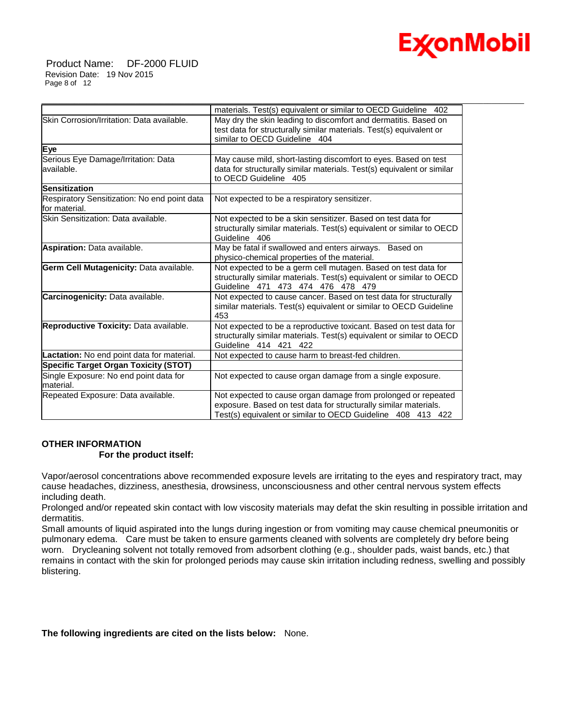| | |
|---|---|
| | materials. Test(s) equivalent or similar to OECD Guideline 402 |
| Skin Corrosion/Irritation: Data available. | May dry the skin leading to discomfort and dermatitis. Based on test data for structurally similar materials. Test(s) equivalent or similar to OECD Guideline 404 |
| **Eye** | |
| Serious Eye Damage/Irritation: Data available. | May cause mild, short-lasting discomfort to eyes. Based on test data for structurally similar materials. Test(s) equivalent or similar to OECD Guideline 405 |
| **Sensitization** | |
| Respiratory Sensitization: No end point data for material. | Not expected to be a respiratory sensitizer. |
| Skin Sensitization: Data available. | Not expected to be a skin sensitizer. Based on test data for structurally similar materials. Test(s) equivalent or similar to OECD Guideline 406 |
| **Aspiration:** Data available. | May be fatal if swallowed and enters airways. Based on physico-chemical properties of the material. |
| **Germ Cell Mutagenicity:** Data available. | Not expected to be a germ cell mutagen. Based on test data for structurally similar materials. Test(s) equivalent or similar to OECD Guideline 471 473 474 476 478 479 |
| **Carcinogenicity:** Data available. | Not expected to cause cancer. Based on test data for structurally similar materials. Test(s) equivalent or similar to OECD Guideline 453 |
| **Reproductive Toxicity:** Data available. | Not expected to be a reproductive toxicant. Based on test data for structurally similar materials. Test(s) equivalent or similar to OECD Guideline 414 421 422 |
| **Lactation:** No end point data for material. | Not expected to cause harm to breast-fed children. |
| **Specific Target Organ Toxicity (STOT)** | |
| Single Exposure: No end point data for material. | Not expected to cause organ damage from a single exposure. |
| Repeated Exposure: Data available. | Not expected to cause organ damage from prolonged or repeated exposure. Based on test data for structurally similar materials. Test(s) equivalent or similar to OECD Guideline 408 413 422 |

**OTHER INFORMATION**

**For the product itself:**

Vapor/aerosol concentrations above recommended exposure levels are irritating to the eyes and respiratory tract, may cause headaches, dizziness, anesthesia, drowsiness, unconsciousness and other central nervous system effects including death.
Prolonged and/or repeated skin contact with low viscosity materials may defat the skin resulting in possible irritation and dermatitis.
Small amounts of liquid aspirated into the lungs during ingestion or from vomiting may cause chemical pneumonitis or pulmonary edema. Care must be taken to ensure garments cleaned with solvents are completely dry before being worn. Drycleaning solvent not totally removed from adsorbent clothing (e.g., shoulder pads, waist bands, etc.) that remains in contact with the skin for prolonged periods may cause skin irritation including redness, swelling and possibly blistering.

**The following ingredients are cited on the lists below:** None.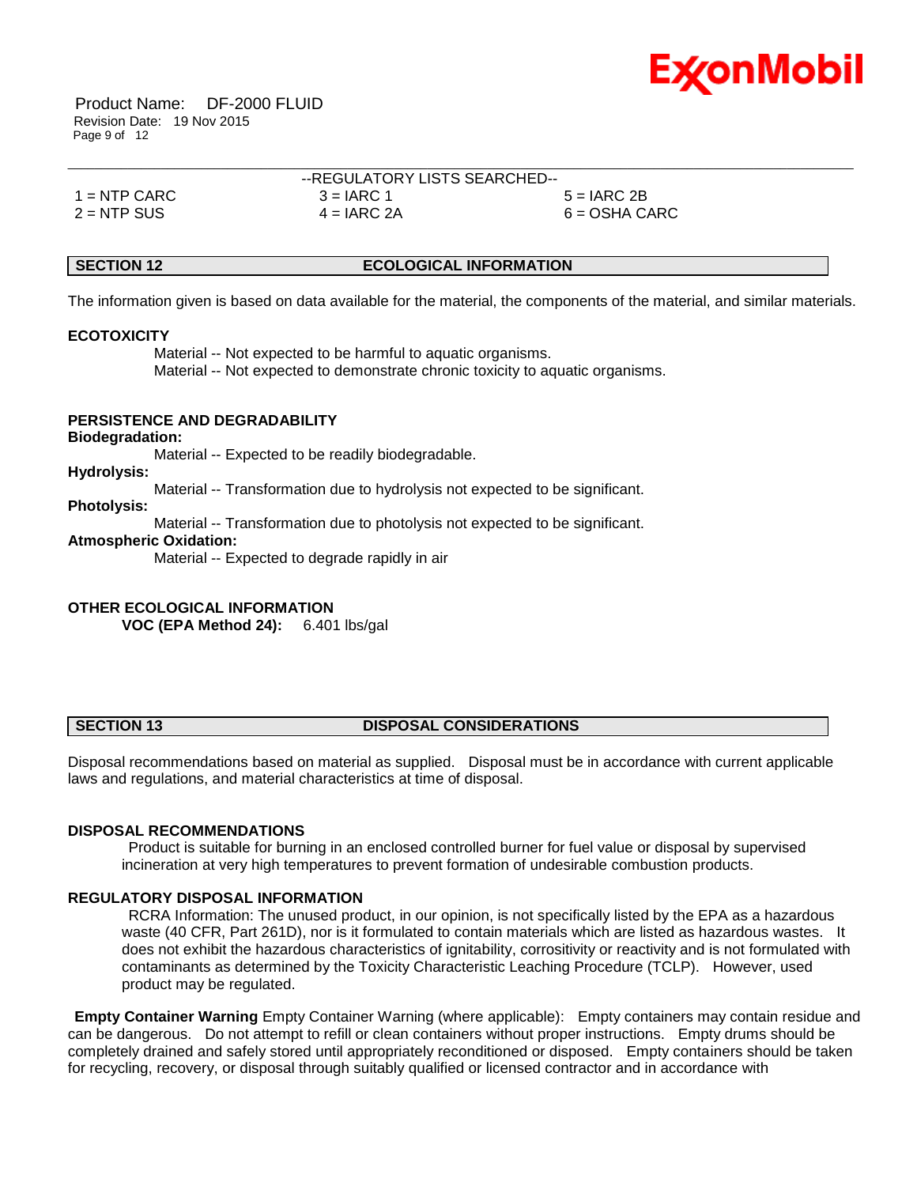--REGULATORY LISTS SEARCHED--

| | | |
|---|---|---|
| 1 = NTP CARC | 3 = IARC 1 | 5 = IARC 2B |
| 2 = NTP SUS | 4 = IARC 2A | 6 = OSHA CARC |

## SECTION 12 ECOLOGICAL INFORMATION

The information given is based on data available for the material, the components of the material, and similar materials.

### ECOTOXICITY

Material -- Not expected to be harmful to aquatic organisms.
Material -- Not expected to demonstrate chronic toxicity to aquatic organisms.

### PERSISTENCE AND DEGRADABILITY

**Biodegradation:**
Material -- Expected to be readily biodegradable.

**Hydrolysis:**
Material -- Transformation due to hydrolysis not expected to be significant.

**Photolysis:**
Material -- Transformation due to photolysis not expected to be significant.

**Atmospheric Oxidation:**
Material -- Expected to degrade rapidly in air

### OTHER ECOLOGICAL INFORMATION

**VOC (EPA Method 24):** 6.401 lbs/gal

## SECTION 13 DISPOSAL CONSIDERATIONS

Disposal recommendations based on material as supplied. Disposal must be in accordance with current applicable laws and regulations, and material characteristics at time of disposal.

### DISPOSAL RECOMMENDATIONS

Product is suitable for burning in an enclosed controlled burner for fuel value or disposal by supervised incineration at very high temperatures to prevent formation of undesirable combustion products.

### REGULATORY DISPOSAL INFORMATION

RCRA Information: The unused product, in our opinion, is not specifically listed by the EPA as a hazardous waste (40 CFR, Part 261D), nor is it formulated to contain materials which are listed as hazardous wastes. It does not exhibit the hazardous characteristics of ignitability, corrositivity or reactivity and is not formulated with contaminants as determined by the Toxicity Characteristic Leaching Procedure (TCLP). However, used product may be regulated.

**Empty Container Warning** Empty Container Warning (where applicable): Empty containers may contain residue and can be dangerous. Do not attempt to refill or clean containers without proper instructions. Empty drums should be completely drained and safely stored until appropriately reconditioned or disposed. Empty containers should be taken for recycling, recovery, or disposal through suitably qualified or licensed contractor and in accordance with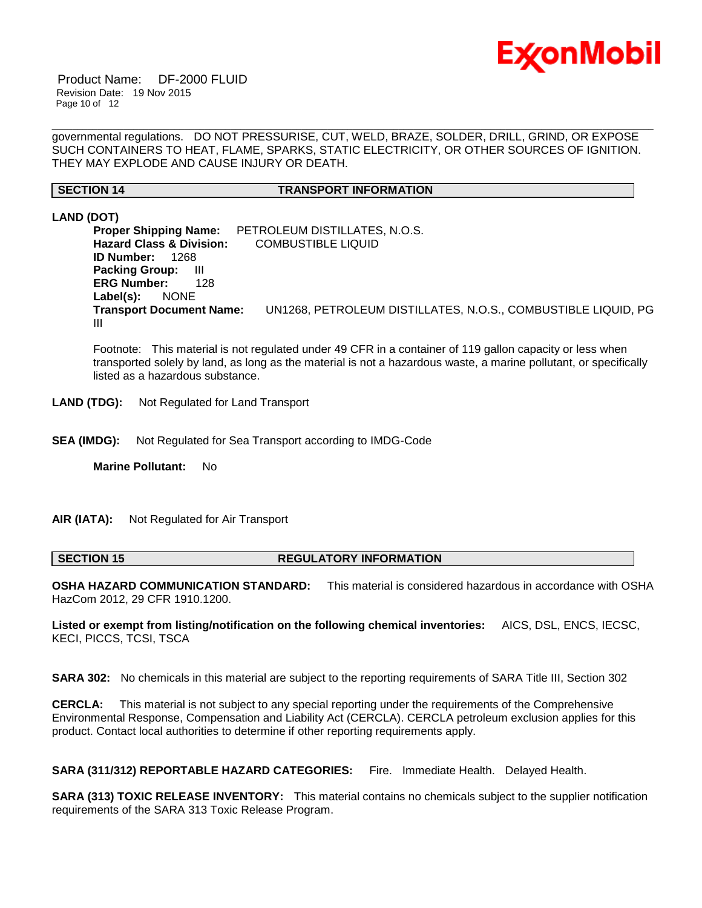governmental regulations. DO NOT PRESSURISE, CUT, WELD, BRAZE, SOLDER, DRILL, GRIND, OR EXPOSE SUCH CONTAINERS TO HEAT, FLAME, SPARKS, STATIC ELECTRICITY, OR OTHER SOURCES OF IGNITION. THEY MAY EXPLODE AND CAUSE INJURY OR DEATH.

## SECTION 14 TRANSPORT INFORMATION

**LAND (DOT)**

**Proper Shipping Name:** PETROLEUM DISTILLATES, N.O.S.
**Hazard Class & Division:** COMBUSTIBLE LIQUID
**ID Number:** 1268
**Packing Group:** III
**ERG Number:** 128
**Label(s):** NONE
**Transport Document Name:** UN1268, PETROLEUM DISTILLATES, N.O.S., COMBUSTIBLE LIQUID, PG III

Footnote: This material is not regulated under 49 CFR in a container of 119 gallon capacity or less when transported solely by land, as long as the material is not a hazardous waste, a marine pollutant, or specifically listed as a hazardous substance.

**LAND (TDG):** Not Regulated for Land Transport

**SEA (IMDG):** Not Regulated for Sea Transport according to IMDG-Code

**Marine Pollutant:** No

**AIR (IATA):** Not Regulated for Air Transport

## SECTION 15 REGULATORY INFORMATION

**OSHA HAZARD COMMUNICATION STANDARD:** This material is considered hazardous in accordance with OSHA HazCom 2012, 29 CFR 1910.1200.

**Listed or exempt from listing/notification on the following chemical inventories:** AICS, DSL, ENCS, IECSC, KECI, PICCS, TCSI, TSCA

**SARA 302:** No chemicals in this material are subject to the reporting requirements of SARA Title III, Section 302

**CERCLA:** This material is not subject to any special reporting under the requirements of the Comprehensive Environmental Response, Compensation and Liability Act (CERCLA). CERCLA petroleum exclusion applies for this product. Contact local authorities to determine if other reporting requirements apply.

**SARA (311/312) REPORTABLE HAZARD CATEGORIES:** Fire. Immediate Health. Delayed Health.

**SARA (313) TOXIC RELEASE INVENTORY:** This material contains no chemicals subject to the supplier notification requirements of the SARA 313 Toxic Release Program.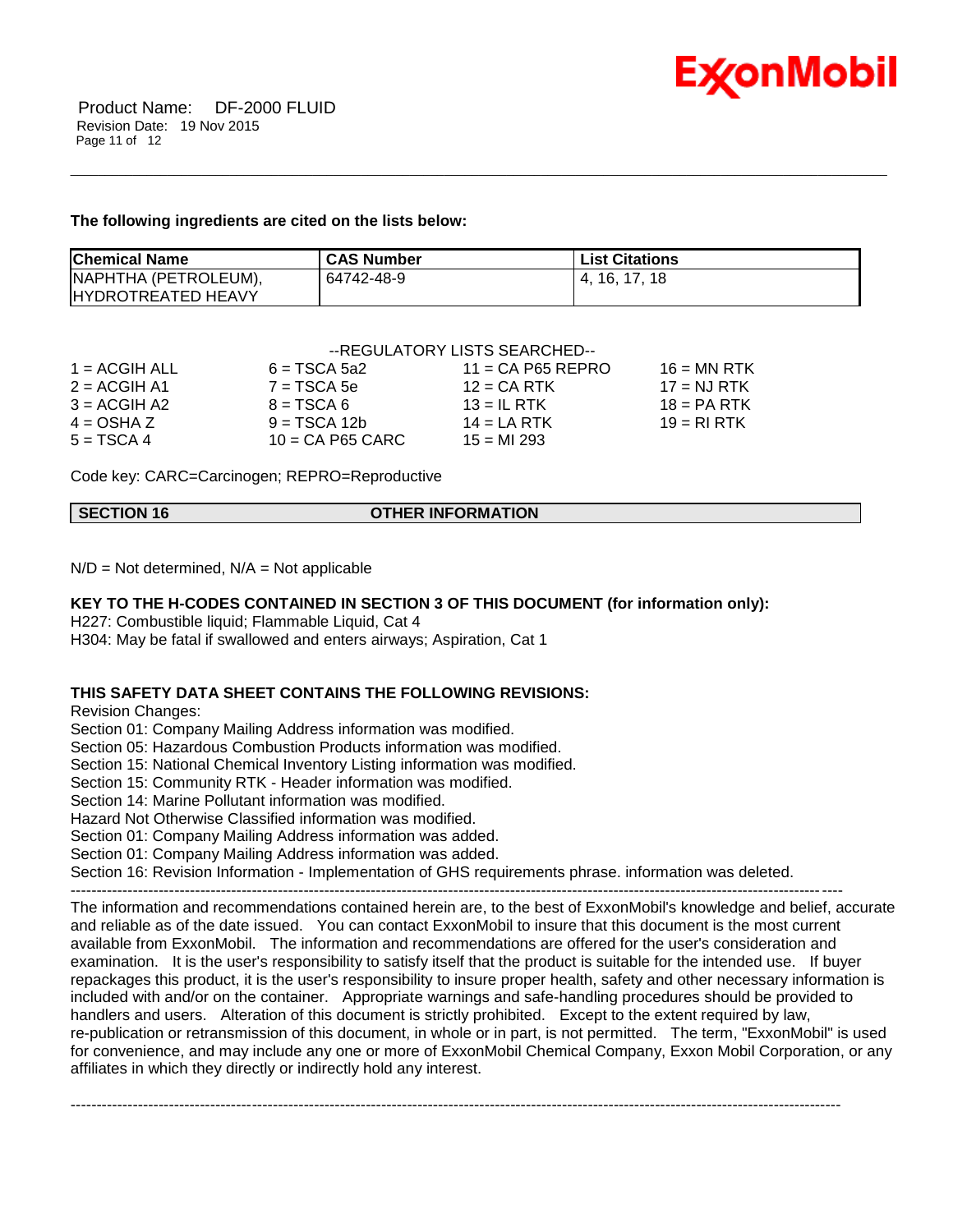**The following ingredients are cited on the lists below:**

| Chemical Name | CAS Number | List Citations |
|---|---|---|
| NAPHTHA (PETROLEUM), HYDROTREATED HEAVY | 64742-48-9 | 4, 16, 17, 18 |

--REGULATORY LISTS SEARCHED--

| | | | |
|---|---|---|---|
| 1 = ACGIH ALL | 6 = TSCA 5a2 | 11 = CA P65 REPRO | 16 = MN RTK |
| 2 = ACGIH A1 | 7 = TSCA 5e | 12 = CA RTK | 17 = NJ RTK |
| 3 = ACGIH A2 | 8 = TSCA 6 | 13 = IL RTK | 18 = PA RTK |
| 4 = OSHA Z | 9 = TSCA 12b | 14 = LA RTK | 19 = RI RTK |
| 5 = TSCA 4 | 10 = CA P65 CARC | 15 = MI 293 | |

Code key: CARC=Carcinogen; REPRO=Reproductive

## SECTION 16 OTHER INFORMATION

N/D = Not determined, N/A = Not applicable

**KEY TO THE H-CODES CONTAINED IN SECTION 3 OF THIS DOCUMENT (for information only):**

H227: Combustible liquid; Flammable Liquid, Cat 4
H304: May be fatal if swallowed and enters airways; Aspiration, Cat 1

**THIS SAFETY DATA SHEET CONTAINS THE FOLLOWING REVISIONS:**

Revision Changes:
Section 01: Company Mailing Address information was modified.
Section 05: Hazardous Combustion Products information was modified.
Section 15: National Chemical Inventory Listing information was modified.
Section 15: Community RTK - Header information was modified.
Section 14: Marine Pollutant information was modified.
Hazard Not Otherwise Classified information was modified.
Section 01: Company Mailing Address information was added.
Section 01: Company Mailing Address information was added.
Section 16: Revision Information - Implementation of GHS requirements phrase. information was deleted.

---

The information and recommendations contained herein are, to the best of ExxonMobil's knowledge and belief, accurate and reliable as of the date issued. You can contact ExxonMobil to insure that this document is the most current available from ExxonMobil. The information and recommendations are offered for the user's consideration and examination. It is the user's responsibility to satisfy itself that the product is suitable for the intended use. If buyer repackages this product, it is the user's responsibility to insure proper health, safety and other necessary information is included with and/or on the container. Appropriate warnings and safe-handling procedures should be provided to handlers and users. Alteration of this document is strictly prohibited. Except to the extent required by law, re-publication or retransmission of this document, in whole or in part, is not permitted. The term, "ExxonMobil" is used for convenience, and may include any one or more of ExxonMobil Chemical Company, Exxon Mobil Corporation, or any affiliates in which they directly or indirectly hold any interest.

---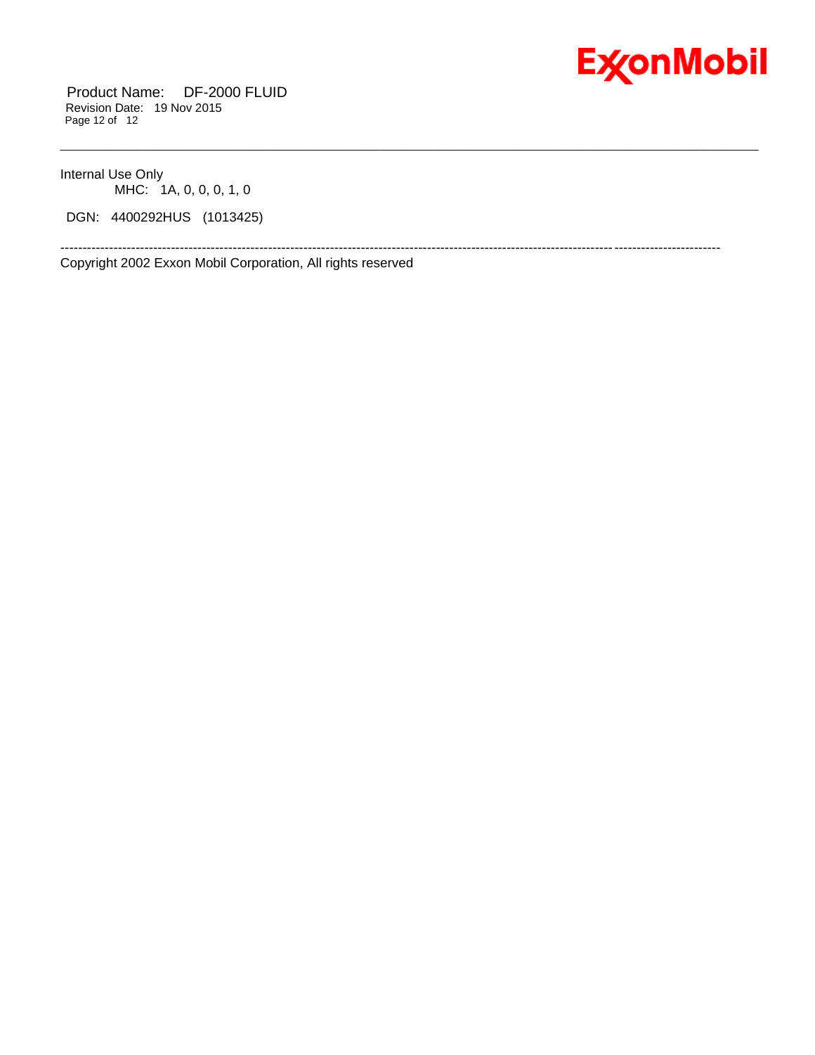Internal Use Only

MHC: 1A, 0, 0, 0, 1, 0

DGN: 4400292HUS (1013425)

---

Copyright 2002 Exxon Mobil Corporation, All rights reserved